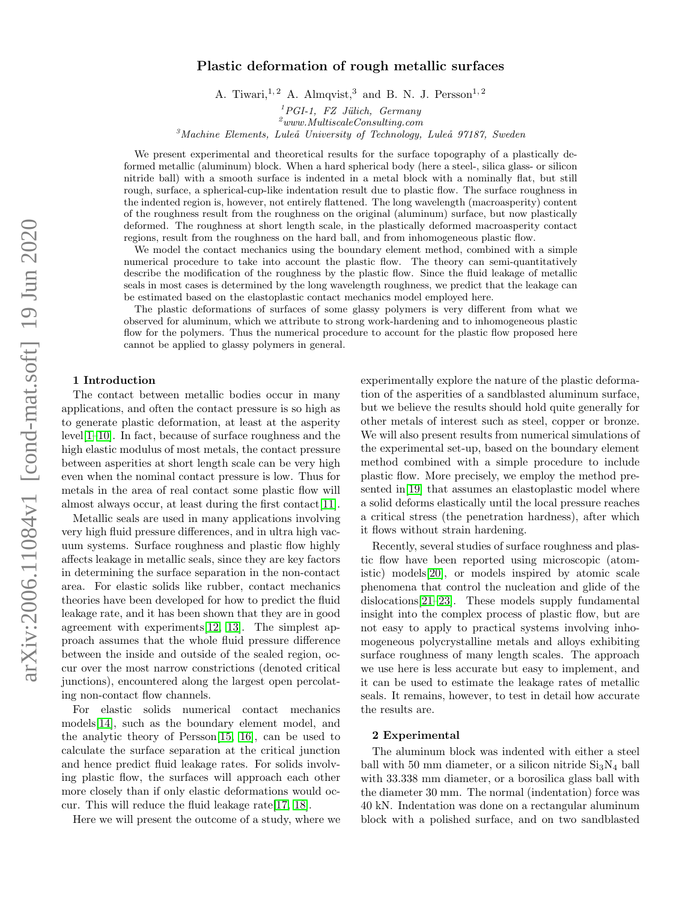# Plastic deformation of rough metallic surfaces

A. Tiwari,[1,2] A. Almqvist,[3] and B. N. J. Persson[1,2]

[1] *PGI-1, FZ Jülich, Germany*
[2] *www.MultiscaleConsulting.com*
[3] *Machine Elements, Luleå University of Technology, Luleå 97187, Sweden*

We present experimental and theoretical results for the surface topography of a plastically deformed metallic (aluminum) block. When a hard spherical body (here a steel-, silica glass- or silicon nitride ball) with a smooth surface is indented in a metal block with a nominally flat, but still rough, surface, a spherical-cup-like indentation result due to plastic flow. The surface roughness in the indented region is, however, not entirely flattened. The long wavelength (macroasperity) content of the roughness result from the roughness on the original (aluminum) surface, but now plastically deformed. The roughness at short length scale, in the plastically deformed macroasperity contact regions, result from the roughness on the hard ball, and from inhomogeneous plastic flow.

We model the contact mechanics using the boundary element method, combined with a simple numerical procedure to take into account the plastic flow. The theory can semi-quantitatively describe the modification of the roughness by the plastic flow. Since the fluid leakage of metallic seals in most cases is determined by the long wavelength roughness, we predict that the leakage can be estimated based on the elastoplastic contact mechanics model employed here.

The plastic deformations of surfaces of some glassy polymers is very different from what we observed for aluminum, which we attribute to strong work-hardening and to inhomogeneous plastic flow for the polymers. Thus the numerical procedure to account for the plastic flow proposed here cannot be applied to glassy polymers in general.

## 1 Introduction

The contact between metallic bodies occur in many applications, and often the contact pressure is so high as to generate plastic deformation, at least at the asperity level[1–10]. In fact, because of surface roughness and the high elastic modulus of most metals, the contact pressure between asperities at short length scale can be very high even when the nominal contact pressure is low. Thus for metals in the area of real contact some plastic flow will almost always occur, at least during the first contact[11].

Metallic seals are used in many applications involving very high fluid pressure differences, and in ultra high vacuum systems. Surface roughness and plastic flow highly affects leakage in metallic seals, since they are key factors in determining the surface separation in the non-contact area. For elastic solids like rubber, contact mechanics theories have been developed for how to predict the fluid leakage rate, and it has been shown that they are in good agreement with experiments[12, 13]. The simplest approach assumes that the whole fluid pressure difference between the inside and outside of the sealed region, occur over the most narrow constrictions (denoted critical junctions), encountered along the largest open percolating non-contact flow channels.

For elastic solids numerical contact mechanics models[14], such as the boundary element model, and the analytic theory of Persson[15, 16], can be used to calculate the surface separation at the critical junction and hence predict fluid leakage rates. For solids involving plastic flow, the surfaces will approach each other more closely than if only elastic deformations would occur. This will reduce the fluid leakage rate[17, 18].

Here we will present the outcome of a study, where we experimentally explore the nature of the plastic deformation of the asperities of a sandblasted aluminum surface, but we believe the results should hold quite generally for other metals of interest such as steel, copper or bronze. We will also present results from numerical simulations of the experimental set-up, based on the boundary element method combined with a simple procedure to include plastic flow. More precisely, we employ the method presented in[19] that assumes an elastoplastic model where a solid deforms elastically until the local pressure reaches a critical stress (the penetration hardness), after which it flows without strain hardening.

Recently, several studies of surface roughness and plastic flow have been reported using microscopic (atomistic) models[20], or models inspired by atomic scale phenomena that control the nucleation and glide of the dislocations[21–23]. These models supply fundamental insight into the complex process of plastic flow, but are not easy to apply to practical systems involving inhomogeneous polycrystalline metals and alloys exhibiting surface roughness of many length scales. The approach we use here is less accurate but easy to implement, and it can be used to estimate the leakage rates of metallic seals. It remains, however, to test in detail how accurate the results are.

## 2 Experimental

The aluminum block was indented with either a steel ball with 50 mm diameter, or a silicon nitride $Si_3N_4$ ball with 33.338 mm diameter, or a borosilica glass ball with the diameter 30 mm. The normal (indentation) force was 40 kN. Indentation was done on a rectangular aluminum block with a polished surface, and on two sandblasted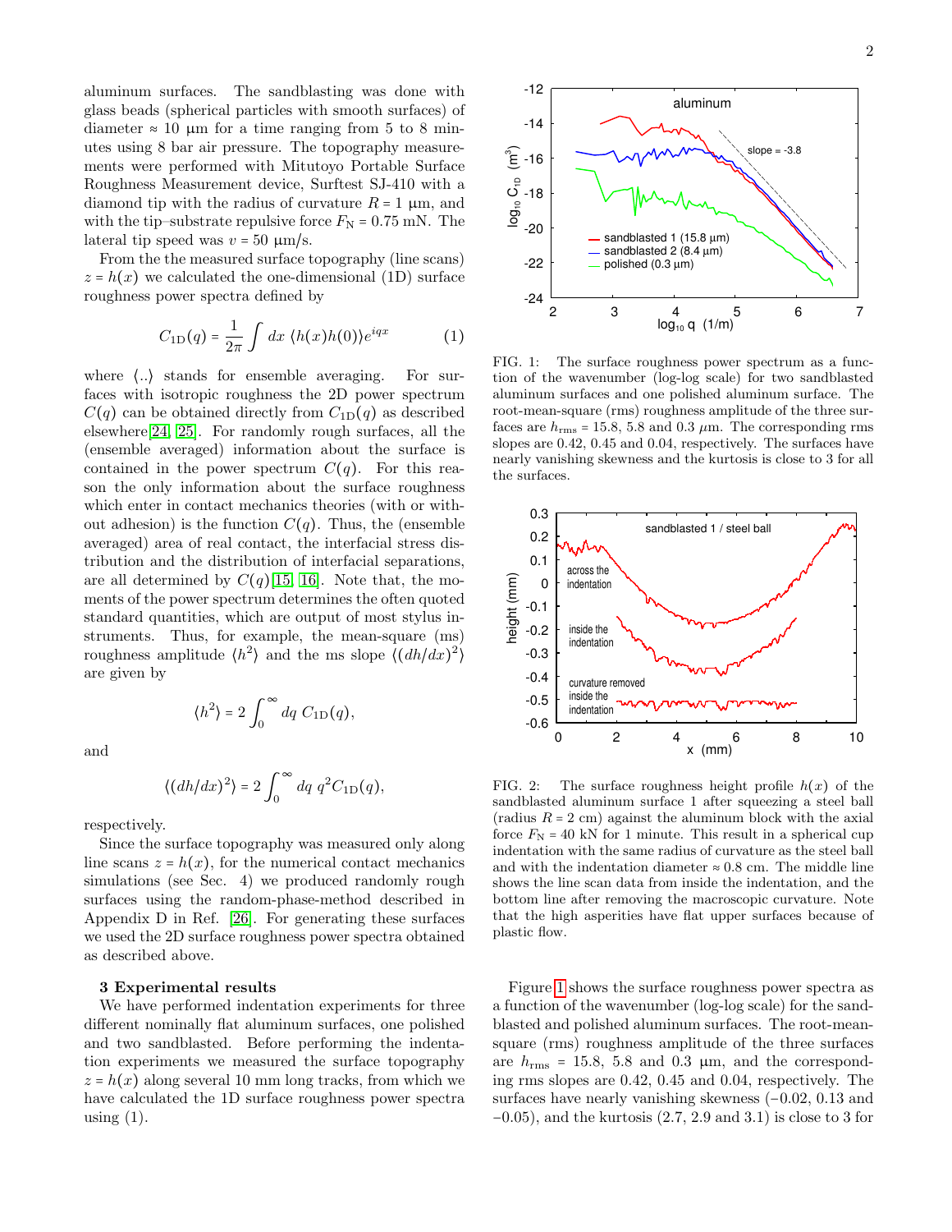aluminum surfaces. The sandblasting was done with glass beads (spherical particles with smooth surfaces) of diameter ≈ 10 μm for a time ranging from 5 to 8 minutes using 8 bar air pressure. The topography measurements were performed with Mitutoyo Portable Surface Roughness Measurement device, Surftest SJ-410 with a diamond tip with the radius of curvature $R = 1$ μm, and with the tip–substrate repulsive force $F_N = 0.75$ mN. The lateral tip speed was $v = 50$ μm/s.

From the the measured surface topography (line scans) $z = h(x)$ we calculated the one-dimensional (1D) surface roughness power spectra defined by

$$C_{1D}(q) = \frac{1}{2\pi} \int dx \, \langle h(x)h(0)\rangle e^{iqx} \qquad (1)$$

where $\langle .. \rangle$ stands for ensemble averaging. For surfaces with isotropic roughness the 2D power spectrum $C(q)$ can be obtained directly from $C_{1D}(q)$ as described elsewhere[24, 25]. For randomly rough surfaces, all the (ensemble averaged) information about the surface is contained in the power spectrum $C(q)$. For this reason the only information about the surface roughness which enter in contact mechanics theories (with or without adhesion) is the function $C(q)$. Thus, the (ensemble averaged) area of real contact, the interfacial stress distribution and the distribution of interfacial separations, are all determined by $C(q)$[15, 16]. Note that, the moments of the power spectrum determines the often quoted standard quantities, which are output of most stylus instruments. Thus, for example, the mean-square (ms) roughness amplitude $\langle h^2 \rangle$ and the ms slope $\langle (dh/dx)^2 \rangle$ are given by

$$\langle h^2 \rangle = 2 \int_0^\infty dq \; C_{1D}(q),$$

and

$$\langle (dh/dx)^2 \rangle = 2 \int_0^\infty dq \; q^2 C_{1D}(q),$$

respectively.

Since the surface topography was measured only along line scans $z = h(x)$, for the numerical contact mechanics simulations (see Sec. 4) we produced randomly rough surfaces using the random-phase-method described in Appendix D in Ref. [26]. For generating these surfaces we used the 2D surface roughness power spectra obtained as described above.

## 3 Experimental results

We have performed indentation experiments for three different nominally flat aluminum surfaces, one polished and two sandblasted. Before performing the indentation experiments we measured the surface topography $z = h(x)$ along several 10 mm long tracks, from which we have calculated the 1D surface roughness power spectra using (1).

FIG. 1: The surface roughness power spectrum as a function of the wavenumber (log-log scale) for two sandblasted aluminum surfaces and one polished aluminum surface. The root-mean-square (rms) roughness amplitude of the three surfaces are $h_{rms} = 15.8$, 5.8 and 0.3 $\mu$m. The corresponding rms slopes are 0.42, 0.45 and 0.04, respectively. The surfaces have nearly vanishing skewness and the kurtosis is close to 3 for all the surfaces.

FIG. 2: The surface roughness height profile $h(x)$ of the sandblasted aluminum surface 1 after squeezing a steel ball (radius $R = 2$ cm) against the aluminum block with the axial force $F_N = 40$ kN for 1 minute. This result in a spherical cup indentation with the same radius of curvature as the steel ball and with the indentation diameter ≈ 0.8 cm. The middle line shows the line scan data from inside the indentation, and the bottom line after removing the macroscopic curvature. Note that the high asperities have flat upper surfaces because of plastic flow.

Figure 1 shows the surface roughness power spectra as a function of the wavenumber (log-log scale) for the sandblasted and polished aluminum surfaces. The root-mean-square (rms) roughness amplitude of the three surfaces are $h_{rms} = 15.8$, 5.8 and 0.3 μm, and the corresponding rms slopes are 0.42, 0.45 and 0.04, respectively. The surfaces have nearly vanishing skewness (−0.02, 0.13 and −0.05), and the kurtosis (2.7, 2.9 and 3.1) is close to 3 for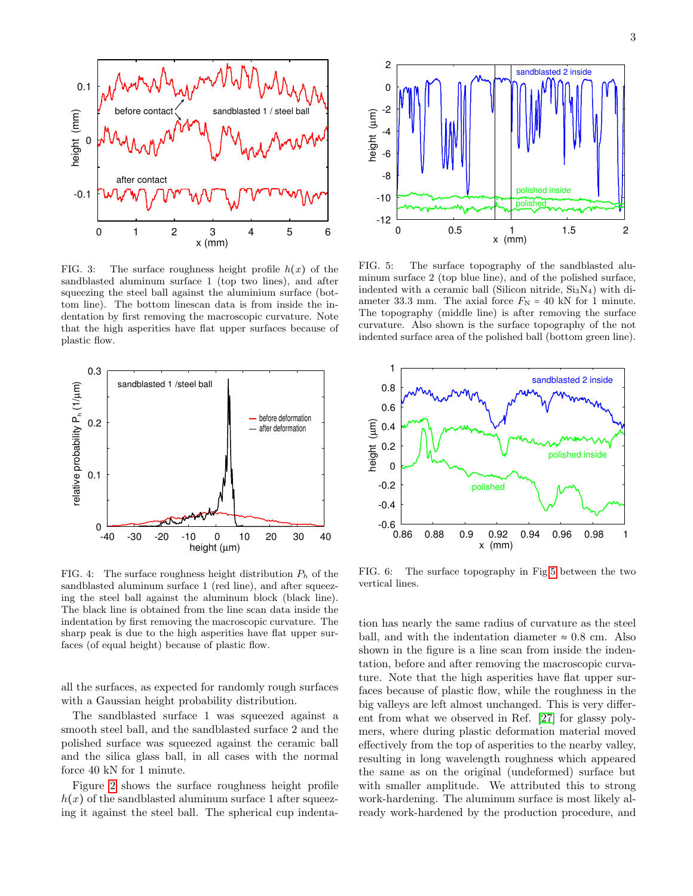FIG. 3: The surface roughness height profile $h(x)$ of the sandblasted aluminum surface 1 (top two lines), and after squeezing the steel ball against the aluminium surface (bottom line). The bottom linescan data is from inside the indentation by first removing the macroscopic curvature. Note that the high asperities have flat upper surfaces because of plastic flow.

FIG. 4: The surface roughness height distribution $P_h$ of the sandblasted aluminum surface 1 (red line), and after squeezing the steel ball against the aluminum block (black line). The black line is obtained from the line scan data inside the indentation by first removing the macroscopic curvature. The sharp peak is due to the high asperities have flat upper surfaces (of equal height) because of plastic flow.

all the surfaces, as expected for randomly rough surfaces with a Gaussian height probability distribution.

The sandblasted surface 1 was squeezed against a smooth steel ball, and the sandblasted surface 2 and the polished surface was squeezed against the ceramic ball and the silica glass ball, in all cases with the normal force 40 kN for 1 minute.

Figure 2 shows the surface roughness height profile $h(x)$ of the sandblasted aluminum surface 1 after squeezing it against the steel ball. The spherical cup indentation has nearly the same radius of curvature as the steel ball, and with the indentation diameter ≈ 0.8 cm. Also shown in the figure is a line scan from inside the indentation, before and after removing the macroscopic curvature. Note that the high asperities have flat upper surfaces because of plastic flow, while the roughness in the big valleys are left almost unchanged. This is very different from what we observed in Ref. [27] for glassy polymers, where during plastic deformation material moved effectively from the top of asperities to the nearby valley, resulting in long wavelength roughness which appeared the same as on the original (undeformed) surface but with smaller amplitude. We attributed this to strong work-hardening. The aluminum surface is most likely already work-hardened by the production procedure, and

FIG. 5: The surface topography of the sandblasted aluminum surface 2 (top blue line), and of the polished surface, indented with a ceramic ball (Silicon nitride, $Si_3N_4$) with diameter 33.3 mm. The axial force $F_N = 40$ kN for 1 minute. The topography (middle line) is after removing the surface curvature. Also shown is the surface topography of the not indented surface area of the polished ball (bottom green line).

FIG. 6: The surface topography in Fig 5 between the two vertical lines.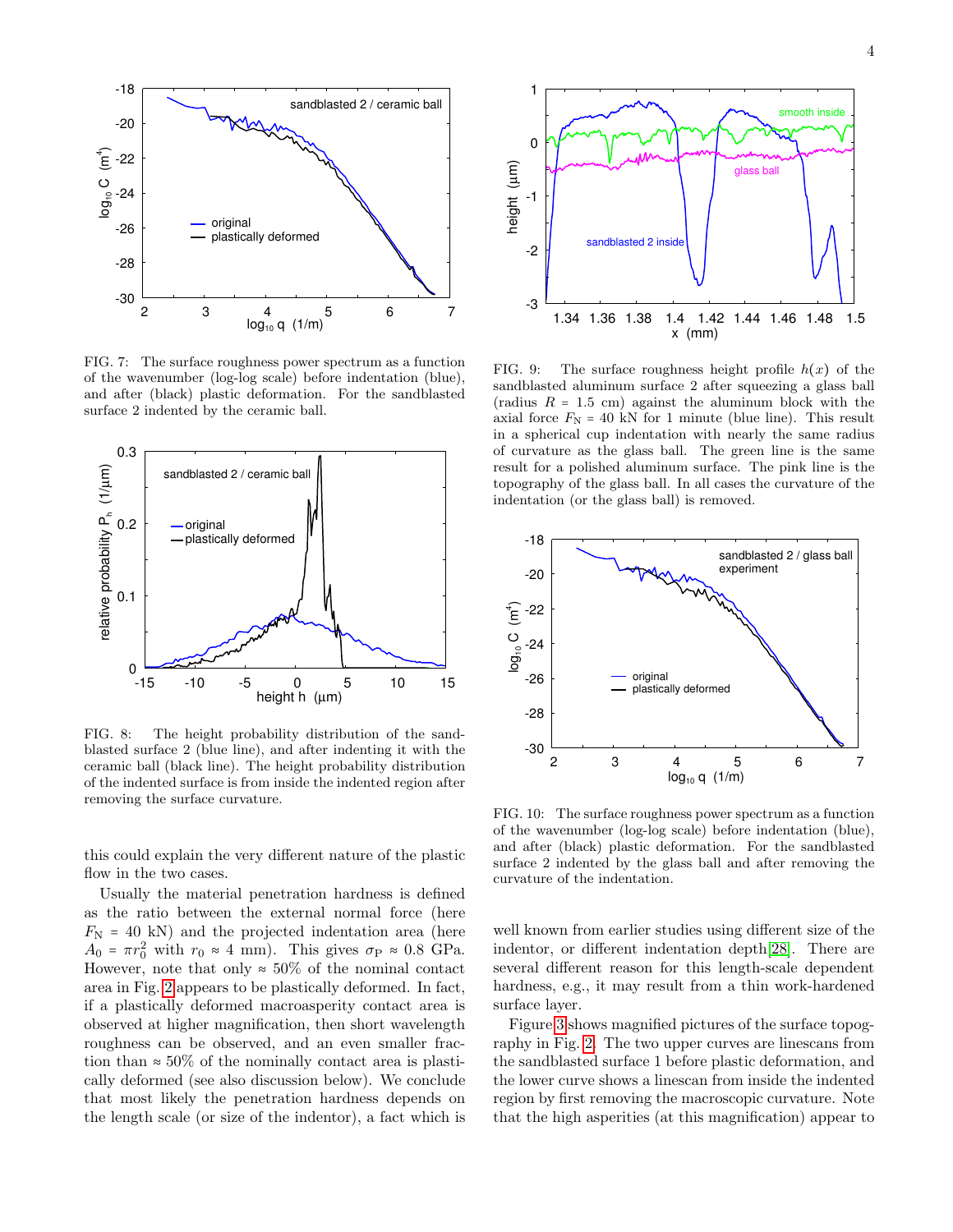FIG. 7: The surface roughness power spectrum as a function of the wavenumber (log-log scale) before indentation (blue), and after (black) plastic deformation. For the sandblasted surface 2 indented by the ceramic ball.

FIG. 8: The height probability distribution of the sandblasted surface 2 (blue line), and after indenting it with the ceramic ball (black line). The height probability distribution of the indented surface is from inside the indented region after removing the surface curvature.

this could explain the very different nature of the plastic flow in the two cases.

Usually the material penetration hardness is defined as the ratio between the external normal force (here $F_N = 40$ kN) and the projected indentation area (here $A_0 = \pi r_0^2$ with $r_0 \approx 4$ mm). This gives $\sigma_P \approx 0.8$ GPa. However, note that only $\approx 50\%$ of the nominal contact area in Fig. 2 appears to be plastically deformed. In fact, if a plastically deformed macroasperity contact area is observed at higher magnification, then short wavelength roughness can be observed, and an even smaller fraction than $\approx 50\%$ of the nominally contact area is plastically deformed (see also discussion below). We conclude that most likely the penetration hardness depends on the length scale (or size of the indentor), a fact which is well known from earlier studies using different size of the indentor, or different indentation depth[28]. There are several different reason for this length-scale dependent hardness, e.g., it may result from a thin work-hardened surface layer.

FIG. 9: The surface roughness height profile $h(x)$ of the sandblasted aluminum surface 2 after squeezing a glass ball (radius $R = 1.5$ cm) against the aluminum block with the axial force $F_N = 40$ kN for 1 minute (blue line). This result in a spherical cup indentation with nearly the same radius of curvature as the glass ball. The green line is the same result for a polished aluminum surface. The pink line is the topography of the glass ball. In all cases the curvature of the indentation (or the glass ball) is removed.

FIG. 10: The surface roughness power spectrum as a function of the wavenumber (log-log scale) before indentation (blue), and after (black) plastic deformation. For the sandblasted surface 2 indented by the glass ball and after removing the curvature of the indentation.

Figure 3 shows magnified pictures of the surface topography in Fig. 2. The two upper curves are linescans from the sandblasted surface 1 before plastic deformation, and the lower curve shows a linescan from inside the indented region by first removing the macroscopic curvature. Note that the high asperities (at this magnification) appear to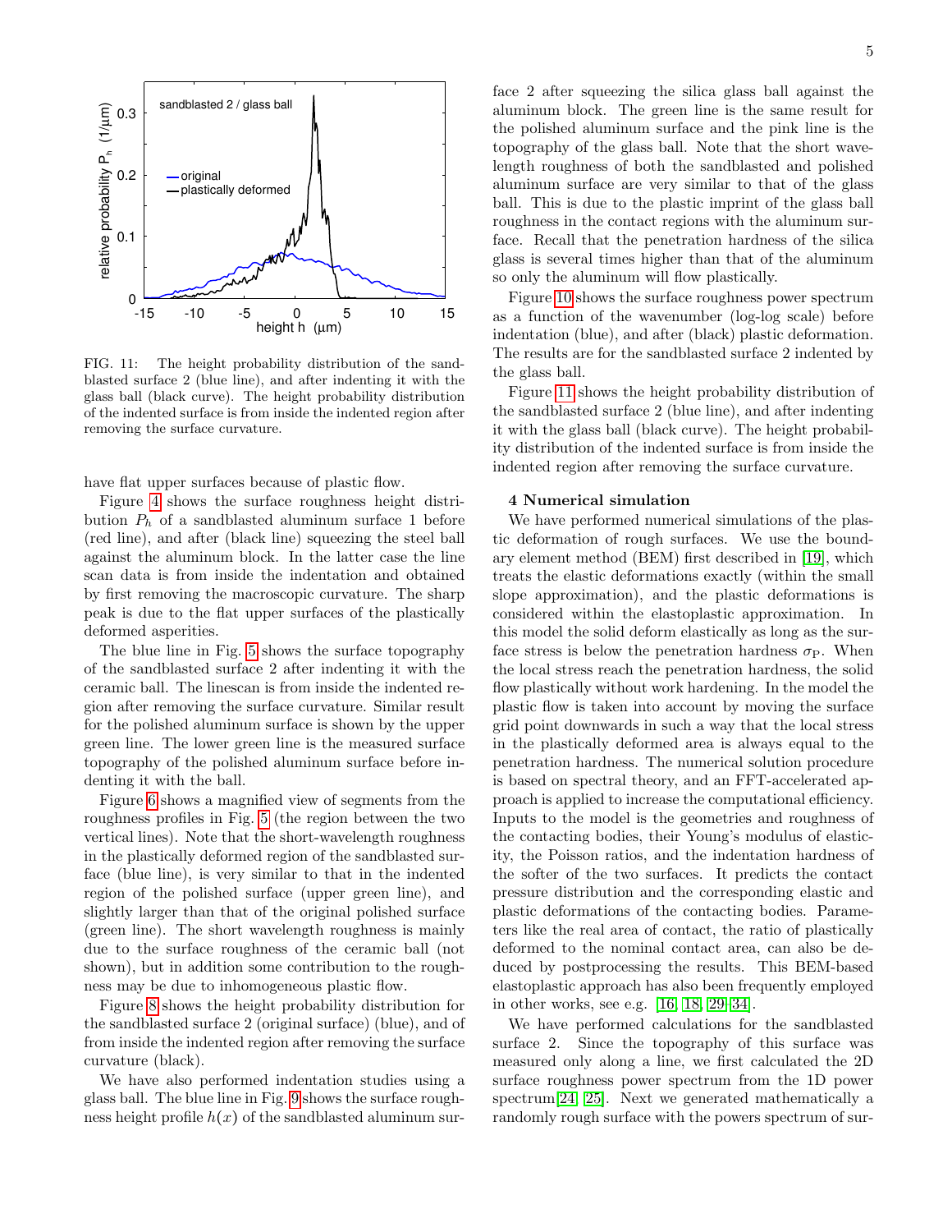FIG. 11: The height probability distribution of the sandblasted surface 2 (blue line), and after indenting it with the glass ball (black curve). The height probability distribution of the indented surface is from inside the indented region after removing the surface curvature.

have flat upper surfaces because of plastic flow.

Figure 4 shows the surface roughness height distribution $P_h$ of a sandblasted aluminum surface 1 before (red line), and after (black line) squeezing the steel ball against the aluminum block. In the latter case the line scan data is from inside the indentation and obtained by first removing the macroscopic curvature. The sharp peak is due to the flat upper surfaces of the plastically deformed asperities.

The blue line in Fig. 5 shows the surface topography of the sandblasted surface 2 after indenting it with the ceramic ball. The linescan is from inside the indented region after removing the surface curvature. Similar result for the polished aluminum surface is shown by the upper green line. The lower green line is the measured surface topography of the polished aluminum surface before indenting it with the ball.

Figure 6 shows a magnified view of segments from the roughness profiles in Fig. 5 (the region between the two vertical lines). Note that the short-wavelength roughness in the plastically deformed region of the sandblasted surface (blue line), is very similar to that in the indented region of the polished surface (upper green line), and slightly larger than that of the original polished surface (green line). The short wavelength roughness is mainly due to the surface roughness of the ceramic ball (not shown), but in addition some contribution to the roughness may be due to inhomogeneous plastic flow.

Figure 8 shows the height probability distribution for the sandblasted surface 2 (original surface) (blue), and of from inside the indented region after removing the surface curvature (black).

We have also performed indentation studies using a glass ball. The blue line in Fig. 9 shows the surface roughness height profile $h(x)$ of the sandblasted aluminum surface 2 after squeezing the silica glass ball against the aluminum block. The green line is the same result for the polished aluminum surface and the pink line is the topography of the glass ball. Note that the short wavelength roughness of both the sandblasted and polished aluminum surface are very similar to that of the glass ball. This is due to the plastic imprint of the glass ball roughness in the contact regions with the aluminum surface. Recall that the penetration hardness of the silica glass is several times higher than that of the aluminum so only the aluminum will flow plastically.

Figure 10 shows the surface roughness power spectrum as a function of the wavenumber (log-log scale) before indentation (blue), and after (black) plastic deformation. The results are for the sandblasted surface 2 indented by the glass ball.

Figure 11 shows the height probability distribution of the sandblasted surface 2 (blue line), and after indenting it with the glass ball (black curve). The height probability distribution of the indented surface is from inside the indented region after removing the surface curvature.

### 4 Numerical simulation

We have performed numerical simulations of the plastic deformation of rough surfaces. We use the boundary element method (BEM) first described in [19], which treats the elastic deformations exactly (within the small slope approximation), and the plastic deformations is considered within the elastoplastic approximation. In this model the solid deform elastically as long as the surface stress is below the penetration hardness $\sigma_{\rm P}$. When the local stress reach the penetration hardness, the solid flow plastically without work hardening. In the model the plastic flow is taken into account by moving the surface grid point downwards in such a way that the local stress in the plastically deformed area is always equal to the penetration hardness. The numerical solution procedure is based on spectral theory, and an FFT-accelerated approach is applied to increase the computational efficiency. Inputs to the model is the geometries and roughness of the contacting bodies, their Young's modulus of elasticity, the Poisson ratios, and the indentation hardness of the softer of the two surfaces. It predicts the contact pressure distribution and the corresponding elastic and plastic deformations of the contacting bodies. Parameters like the real area of contact, the ratio of plastically deformed to the nominal contact area, can also be deduced by postprocessing the results. This BEM-based elastoplastic approach has also been frequently employed in other works, see e.g. [16, 18, 29–34].

We have performed calculations for the sandblasted surface 2. Since the topography of this surface was measured only along a line, we first calculated the 2D surface roughness power spectrum from the 1D power spectrum[24, 25]. Next we generated mathematically a randomly rough surface with the powers spectrum of sur-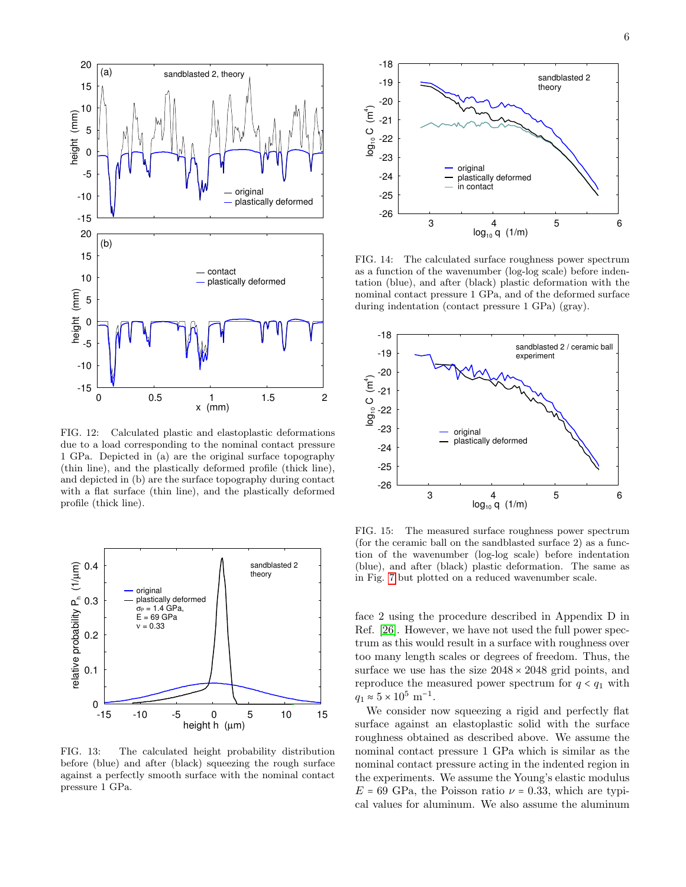FIG. 12: Calculated plastic and elastoplastic deformations due to a load corresponding to the nominal contact pressure 1 GPa. Depicted in (a) are the original surface topography (thin line), and the plastically deformed profile (thick line), and depicted in (b) are the surface topography during contact with a flat surface (thin line), and the plastically deformed profile (thick line).

FIG. 13: The calculated height probability distribution before (blue) and after (black) squeezing the rough surface against a perfectly smooth surface with the nominal contact pressure 1 GPa.

FIG. 14: The calculated surface roughness power spectrum as a function of the wavenumber (log-log scale) before indentation (blue), and after (black) plastic deformation with the nominal contact pressure 1 GPa, and of the deformed surface during indentation (contact pressure 1 GPa) (gray).

FIG. 15: The measured surface roughness power spectrum (for the ceramic ball on the sandblasted surface 2) as a function of the wavenumber (log-log scale) before indentation (blue), and after (black) plastic deformation. The same as in Fig. 7 but plotted on a reduced wavenumber scale.

face 2 using the procedure described in Appendix D in Ref. [26]. However, we have not used the full power spectrum as this would result in a surface with roughness over too many length scales or degrees of freedom. Thus, the surface we use has the size $2048 \times 2048$ grid points, and reproduce the measured power spectrum for $q < q_1$ with $q_1 \approx 5 \times 10^5 \ \mathrm{m}^{-1}$.

We consider now squeezing a rigid and perfectly flat surface against an elastoplastic solid with the surface roughness obtained as described above. We assume the nominal contact pressure 1 GPa which is similar as the nominal contact pressure acting in the indented region in the experiments. We assume the Young's elastic modulus $E = 69$ GPa, the Poisson ratio $\nu = 0.33$, which are typical values for aluminum. We also assume the aluminum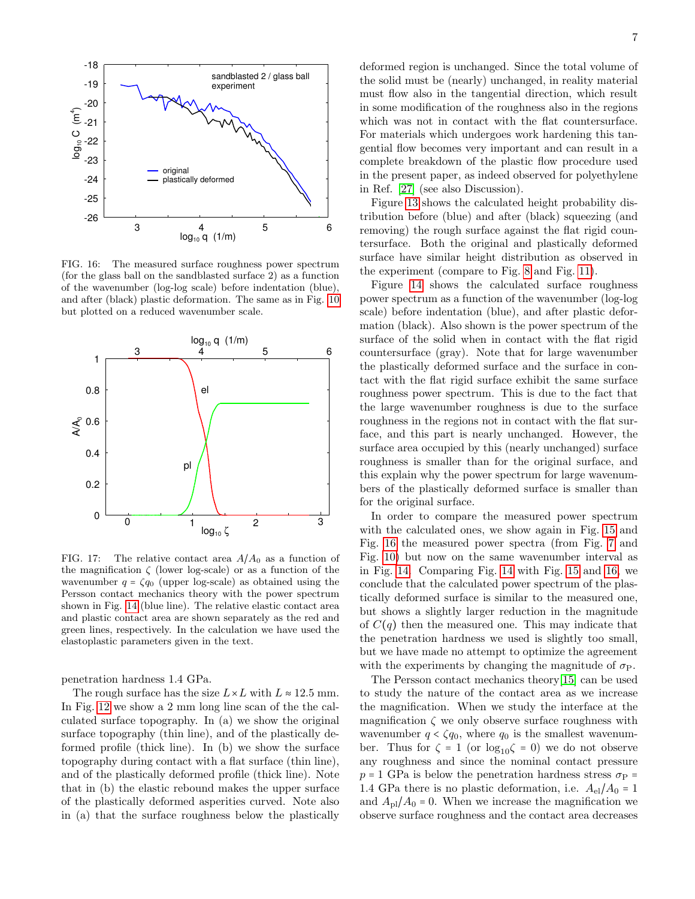FIG. 16: The measured surface roughness power spectrum (for the glass ball on the sandblasted surface 2) as a function of the wavenumber (log-log scale) before indentation (blue), and after (black) plastic deformation. The same as in Fig. 10 but plotted on a reduced wavenumber scale.

FIG. 17: The relative contact area $A/A_0$ as a function of the magnification $\zeta$ (lower log-scale) or as a function of the wavenumber $q = \zeta q_0$ (upper log-scale) as obtained using the Persson contact mechanics theory with the power spectrum shown in Fig. 14 (blue line). The relative elastic contact area and plastic contact area are shown separately as the red and green lines, respectively. In the calculation we have used the elastoplastic parameters given in the text.

penetration hardness 1.4 GPa.

The rough surface has the size $L \times L$ with $L \approx 12.5$ mm. In Fig. 12 we show a 2 mm long line scan of the the calculated surface topography. In (a) we show the original surface topography (thin line), and of the plastically deformed profile (thick line). In (b) we show the surface topography during contact with a flat surface (thin line), and of the plastically deformed profile (thick line). Note that in (b) the elastic rebound makes the upper surface of the plastically deformed asperities curved. Note also in (a) that the surface roughness below the plastically deformed region is unchanged. Since the total volume of the solid must be (nearly) unchanged, in reality material must flow also in the tangential direction, which result in some modification of the roughness also in the regions which was not in contact with the flat countersurface. For materials which undergoes work hardening this tangential flow becomes very important and can result in a complete breakdown of the plastic flow procedure used in the present paper, as indeed observed for polyethylene in Ref. [27] (see also Discussion).

Figure 13 shows the calculated height probability distribution before (blue) and after (black) squeezing (and removing) the rough surface against the flat rigid countersurface. Both the original and plastically deformed surface have similar height distribution as observed in the experiment (compare to Fig. 8 and Fig. 11).

Figure 14 shows the calculated surface roughness power spectrum as a function of the wavenumber (log-log scale) before indentation (blue), and after plastic deformation (black). Also shown is the power spectrum of the surface of the solid when in contact with the flat rigid countersurface (gray). Note that for large wavenumber the plastically deformed surface and the surface in contact with the flat rigid surface exhibit the same surface roughness power spectrum. This is due to the fact that the large wavenumber roughness is due to the surface roughness in the regions not in contact with the flat surface, and this part is nearly unchanged. However, the surface area occupied by this (nearly unchanged) surface roughness is smaller than for the original surface, and this explain why the power spectrum for large wavenumbers of the plastically deformed surface is smaller than for the original surface.

In order to compare the measured power spectrum with the calculated ones, we show again in Fig. 15 and Fig. 16 the measured power spectra (from Fig. 7 and Fig. 10) but now on the same wavenumber interval as in Fig. 14. Comparing Fig. 14 with Fig. 15 and 16, we conclude that the calculated power spectrum of the plastically deformed surface is similar to the measured one, but shows a slightly larger reduction in the magnitude of $C(q)$ then the measured one. This may indicate that the penetration hardness we used is slightly too small, but we have made no attempt to optimize the agreement with the experiments by changing the magnitude of $\sigma_{\rm P}$.

The Persson contact mechanics theory [15] can be used to study the nature of the contact area as we increase the magnification. When we study the interface at the magnification $\zeta$ we only observe surface roughness with wavenumber $q < \zeta q_0$, where $q_0$ is the smallest wavenumber. Thus for $\zeta = 1$ (or $\log_{10}\zeta = 0$) we do not observe any roughness and since the nominal contact pressure $p = 1$ GPa is below the penetration hardness stress $\sigma_{\rm P} = 1.4$ GPa there is no plastic deformation, i.e. $A_{\rm el}/A_0 = 1$ and $A_{\rm pl}/A_0 = 0$. When we increase the magnification we observe surface roughness and the contact area decreases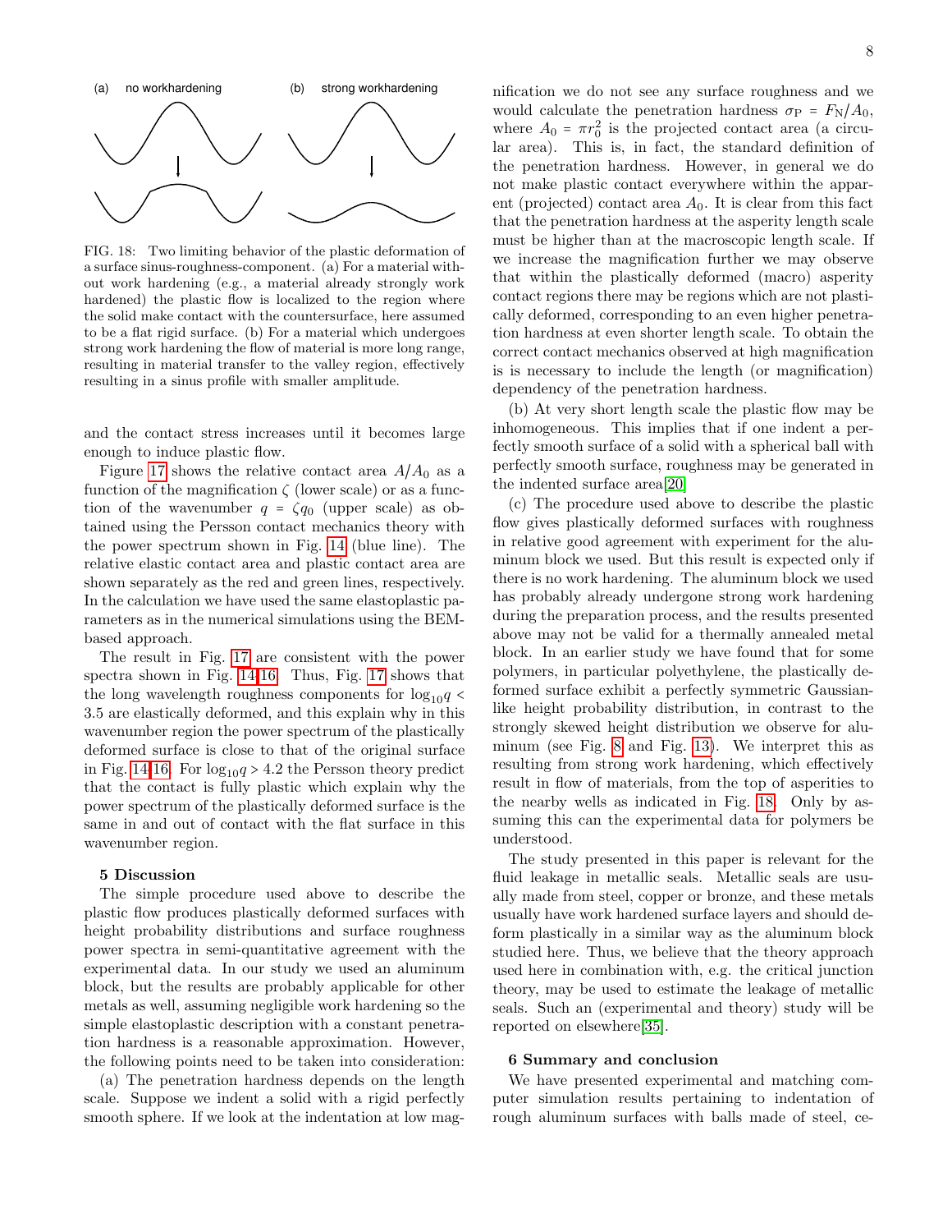FIG. 18: Two limiting behavior of the plastic deformation of a surface sinus-roughness-component. (a) For a material without work hardening (e.g., a material already strongly work hardened) the plastic flow is localized to the region where the solid make contact with the countersurface, here assumed to be a flat rigid surface. (b) For a material which undergoes strong work hardening the flow of material is more long range, resulting in material transfer to the valley region, effectively resulting in a sinus profile with smaller amplitude.

and the contact stress increases until it becomes large enough to induce plastic flow.

Figure 17 shows the relative contact area $A/A_0$ as a function of the magnification $\zeta$ (lower scale) or as a function of the wavenumber $q = \zeta q_0$ (upper scale) as obtained using the Persson contact mechanics theory with the power spectrum shown in Fig. 14 (blue line). The relative elastic contact area and plastic contact area are shown separately as the red and green lines, respectively. In the calculation we have used the same elastoplastic parameters as in the numerical simulations using the BEM-based approach.

The result in Fig. 17 are consistent with the power spectra shown in Fig. 14-16. Thus, Fig. 17 shows that the long wavelength roughness components for $\log_{10} q < 3.5$ are elastically deformed, and this explain why in this wavenumber region the power spectrum of the plastically deformed surface is close to that of the original surface in Fig. 14-16. For $\log_{10} q > 4.2$ the Persson theory predict that the contact is fully plastic which explain why the power spectrum of the plastically deformed surface is the same in and out of contact with the flat surface in this wavenumber region.

## 5 Discussion

The simple procedure used above to describe the plastic flow produces plastically deformed surfaces with height probability distributions and surface roughness power spectra in semi-quantitative agreement with the experimental data. In our study we used an aluminum block, but the results are probably applicable for other metals as well, assuming negligible work hardening so the simple elastoplastic description with a constant penetration hardness is a reasonable approximation. However, the following points need to be taken into consideration:

(a) The penetration hardness depends on the length scale. Suppose we indent a solid with a rigid perfectly smooth sphere. If we look at the indentation at low magnification we do not see any surface roughness and we would calculate the penetration hardness $\sigma_P = F_N/A_0$, where $A_0 = \pi r_0^2$ is the projected contact area (a circular area). This is, in fact, the standard definition of the penetration hardness. However, in general we do not make plastic contact everywhere within the apparent (projected) contact area $A_0$. It is clear from this fact that the penetration hardness at the asperity length scale must be higher than at the macroscopic length scale. If we increase the magnification further we may observe that within the plastically deformed (macro) asperity contact regions there may be regions which are not plastically deformed, corresponding to an even higher penetration hardness at even shorter length scale. To obtain the correct contact mechanics observed at high magnification is is necessary to include the length (or magnification) dependency of the penetration hardness.

(b) At very short length scale the plastic flow may be inhomogeneous. This implies that if one indent a perfectly smooth surface of a solid with a spherical ball with perfectly smooth surface, roughness may be generated in the indented surface area[20].

(c) The procedure used above to describe the plastic flow gives plastically deformed surfaces with roughness in relative good agreement with experiment for the aluminum block we used. But this result is expected only if there is no work hardening. The aluminum block we used has probably already undergone strong work hardening during the preparation process, and the results presented above may not be valid for a thermally annealed metal block. In an earlier study we have found that for some polymers, in particular polyethylene, the plastically deformed surface exhibit a perfectly symmetric Gaussian-like height probability distribution, in contrast to the strongly skewed height distribution we observe for aluminum (see Fig. 8 and Fig. 13). We interpret this as resulting from strong work hardening, which effectively result in flow of materials, from the top of asperities to the nearby wells as indicated in Fig. 18. Only by assuming this can the experimental data for polymers be understood.

The study presented in this paper is relevant for the fluid leakage in metallic seals. Metallic seals are usually made from steel, copper or bronze, and these metals usually have work hardened surface layers and should deform plastically in a similar way as the aluminum block studied here. Thus, we believe that the theory approach used here in combination with, e.g. the critical junction theory, may be used to estimate the leakage of metallic seals. Such an (experimental and theory) study will be reported on elsewhere[35].

## 6 Summary and conclusion

We have presented experimental and matching computer simulation results pertaining to indentation of rough aluminum surfaces with balls made of steel, ce-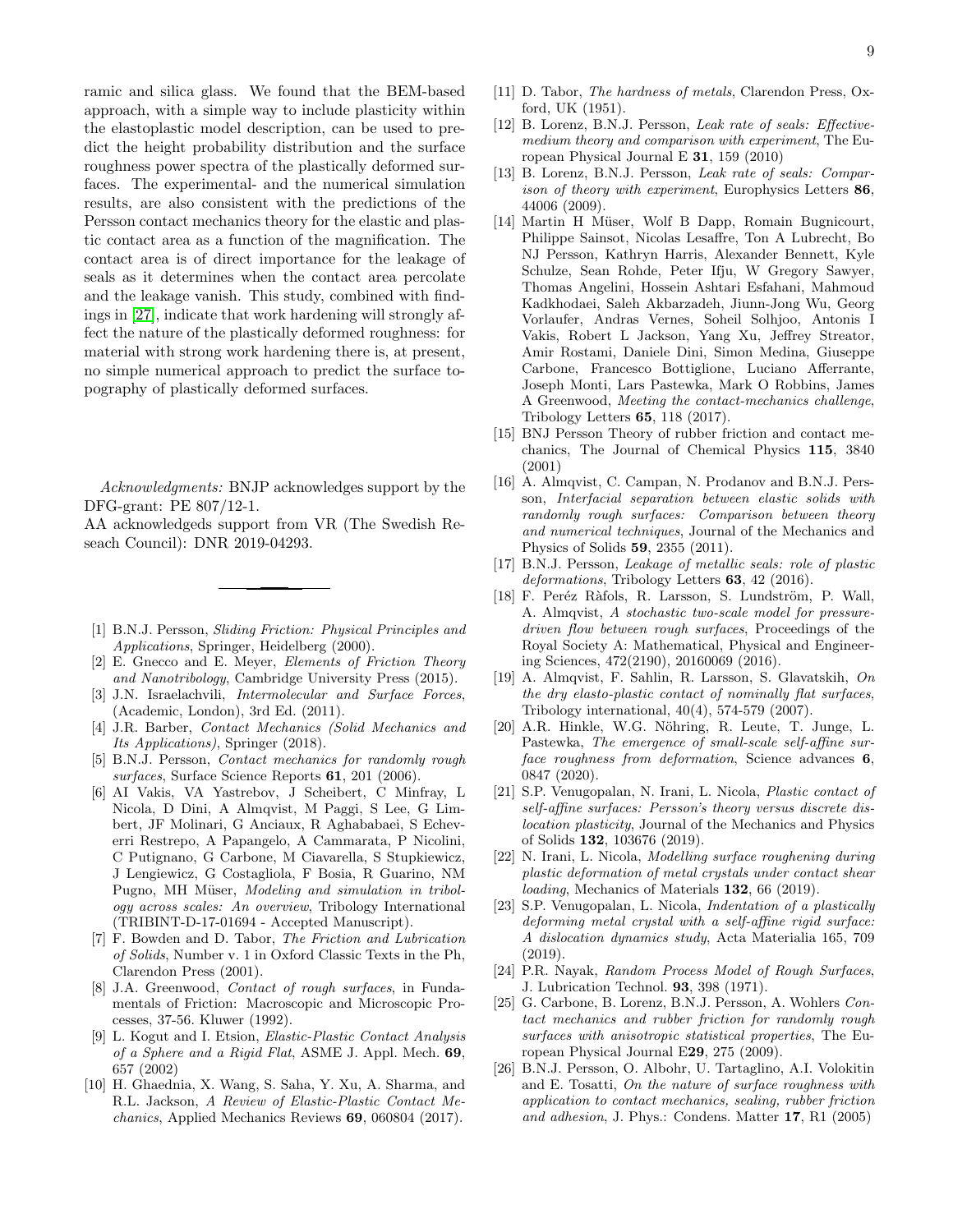ramic and silica glass. We found that the BEM-based approach, with a simple way to include plasticity within the elastoplastic model description, can be used to predict the height probability distribution and the surface roughness power spectra of the plastically deformed surfaces. The experimental- and the numerical simulation results, are also consistent with the predictions of the Persson contact mechanics theory for the elastic and plastic contact area as a function of the magnification. The contact area is of direct importance for the leakage of seals as it determines when the contact area percolate and the leakage vanish. This study, combined with findings in [27], indicate that work hardening will strongly affect the nature of the plastically deformed roughness: for material with strong work hardening there is, at present, no simple numerical approach to predict the surface topography of plastically deformed surfaces.

*Acknowledgments:* BNJP acknowledges support by the DFG-grant: PE 807/12-1.
AA acknowledgeds support from VR (The Swedish Reseach Council): DNR 2019-04293.

---

[1] B.N.J. Persson, *Sliding Friction: Physical Principles and Applications*, Springer, Heidelberg (2000).

[2] E. Gnecco and E. Meyer, *Elements of Friction Theory and Nanotribology*, Cambridge University Press (2015).

[3] J.N. Israelachvili, *Intermolecular and Surface Forces*, (Academic, London), 3rd Ed. (2011).

[4] J.R. Barber, *Contact Mechanics (Solid Mechanics and Its Applications)*, Springer (2018).

[5] B.N.J. Persson, *Contact mechanics for randomly rough surfaces*, Surface Science Reports **61**, 201 (2006).

[6] AI Vakis, VA Yastrebov, J Scheibert, C Minfray, L Nicola, D Dini, A Almqvist, M Paggi, S Lee, G Limbert, JF Molinari, G Anciaux, R Aghababaei, S Echeverri Restrepo, A Papangelo, A Cammarata, P Nicolini, C Putignano, G Carbone, M Ciavarella, S Stupkiewicz, J Lengiewicz, G Costagliola, F Bosia, R Guarino, NM Pugno, MH Müser, *Modeling and simulation in tribology across scales: An overview*, Tribology International (TRIBINT-D-17-01694 - Accepted Manuscript).

[7] F. Bowden and D. Tabor, *The Friction and Lubrication of Solids*, Number v. 1 in Oxford Classic Texts in the Ph, Clarendon Press (2001).

[8] J.A. Greenwood, *Contact of rough surfaces*, in Fundamentals of Friction: Macroscopic and Microscopic Processes, 37-56. Kluwer (1992).

[9] L. Kogut and I. Etsion, *Elastic-Plastic Contact Analysis of a Sphere and a Rigid Flat*, ASME J. Appl. Mech. **69**, 657 (2002)

[10] H. Ghaednia, X. Wang, S. Saha, Y. Xu, A. Sharma, and R.L. Jackson, *A Review of Elastic-Plastic Contact Mechanics*, Applied Mechanics Reviews **69**, 060804 (2017).

[11] D. Tabor, *The hardness of metals*, Clarendon Press, Oxford, UK (1951).

[12] B. Lorenz, B.N.J. Persson, *Leak rate of seals: Effective-medium theory and comparison with experiment*, The European Physical Journal E **31**, 159 (2010)

[13] B. Lorenz, B.N.J. Persson, *Leak rate of seals: Comparison of theory with experiment*, Europhysics Letters **86**, 44006 (2009).

[14] Martin H Müser, Wolf B Dapp, Romain Bugnicourt, Philippe Sainsot, Nicolas Lesaffre, Ton A Lubrecht, Bo NJ Persson, Kathryn Harris, Alexander Bennett, Kyle Schulze, Sean Rohde, Peter Ifju, W Gregory Sawyer, Thomas Angelini, Hossein Ashtari Esfahani, Mahmoud Kadkhodaei, Saleh Akbarzadeh, Jiunn-Jong Wu, Georg Vorlaufer, Andras Vernes, Soheil Solhjoo, Antonis I Vakis, Robert L Jackson, Yang Xu, Jeffrey Streator, Amir Rostami, Daniele Dini, Simon Medina, Giuseppe Carbone, Francesco Bottiglione, Luciano Afferrante, Joseph Monti, Lars Pastewka, Mark O Robbins, James A Greenwood, *Meeting the contact-mechanics challenge*, Tribology Letters **65**, 118 (2017).

[15] BNJ Persson Theory of rubber friction and contact mechanics, The Journal of Chemical Physics **115**, 3840 (2001)

[16] A. Almqvist, C. Campan, N. Prodanov and B.N.J. Persson, *Interfacial separation between elastic solids with randomly rough surfaces: Comparison between theory and numerical techniques*, Journal of the Mechanics and Physics of Solids **59**, 2355 (2011).

[17] B.N.J. Persson, *Leakage of metallic seals: role of plastic deformations*, Tribology Letters **63**, 42 (2016).

[18] F. Peréz Ràfols, R. Larsson, S. Lundström, P. Wall, A. Almqvist, *A stochastic two-scale model for pressure-driven flow between rough surfaces*, Proceedings of the Royal Society A: Mathematical, Physical and Engineering Sciences, 472(2190), 20160069 (2016).

[19] A. Almqvist, F. Sahlin, R. Larsson, S. Glavatskih, *On the dry elasto-plastic contact of nominally flat surfaces*, Tribology international, 40(4), 574-579 (2007).

[20] A.R. Hinkle, W.G. Nöhring, R. Leute, T. Junge, L. Pastewka, *The emergence of small-scale self-affine surface roughness from deformation*, Science advances **6**, 0847 (2020).

[21] S.P. Venugopalan, N. Irani, L. Nicola, *Plastic contact of self-affine surfaces: Persson's theory versus discrete dislocation plasticity*, Journal of the Mechanics and Physics of Solids **132**, 103676 (2019).

[22] N. Irani, L. Nicola, *Modelling surface roughening during plastic deformation of metal crystals under contact shear loading*, Mechanics of Materials **132**, 66 (2019).

[23] S.P. Venugopalan, L. Nicola, *Indentation of a plastically deforming metal crystal with a self-affine rigid surface: A dislocation dynamics study*, Acta Materialia 165, 709 (2019).

[24] P.R. Nayak, *Random Process Model of Rough Surfaces*, J. Lubrication Technol. **93**, 398 (1971).

[25] G. Carbone, B. Lorenz, B.N.J. Persson, A. Wohlers *Contact mechanics and rubber friction for randomly rough surfaces with anisotropic statistical properties*, The European Physical Journal E**29**, 275 (2009).

[26] B.N.J. Persson, O. Albohr, U. Tartaglino, A.I. Volokitin and E. Tosatti, *On the nature of surface roughness with application to contact mechanics, sealing, rubber friction and adhesion*, J. Phys.: Condens. Matter **17**, R1 (2005)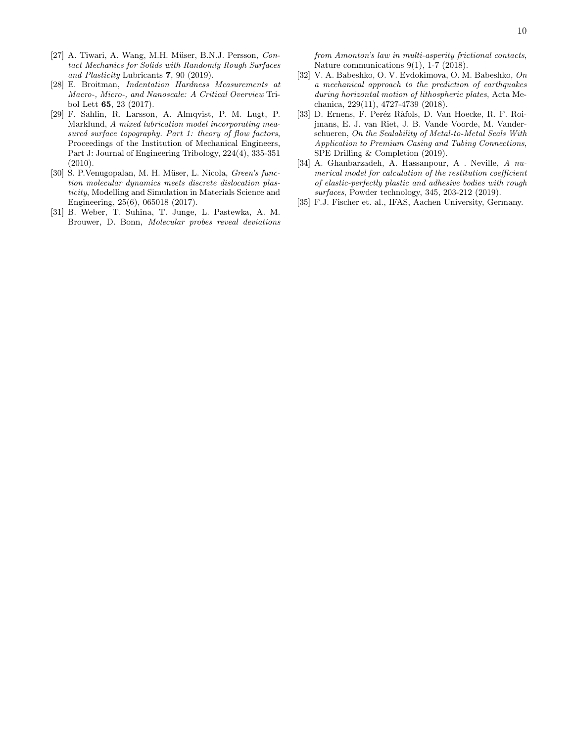[27] A. Tiwari, A. Wang, M.H. Müser, B.N.J. Persson, *Contact Mechanics for Solids with Randomly Rough Surfaces and Plasticity* Lubricants **7**, 90 (2019).

[28] E. Broitman, *Indentation Hardness Measurements at Macro-, Micro-, and Nanoscale: A Critical Overview* Tribol Lett **65**, 23 (2017).

[29] F. Sahlin, R. Larsson, A. Almqvist, P. M. Lugt, P. Marklund, *A mixed lubrication model incorporating measured surface topography. Part 1: theory of flow factors*, Proceedings of the Institution of Mechanical Engineers, Part J: Journal of Engineering Tribology, 224(4), 335-351 (2010).

[30] S. P.Venugopalan, M. H. Müser, L. Nicola, *Green's function molecular dynamics meets discrete dislocation plasticity*, Modelling and Simulation in Materials Science and Engineering, 25(6), 065018 (2017).

[31] B. Weber, T. Suhina, T. Junge, L. Pastewka, A. M. Brouwer, D. Bonn, *Molecular probes reveal deviations from Amonton's law in multi-asperity frictional contacts*, Nature communications 9(1), 1-7 (2018).

[32] V. A. Babeshko, O. V. Evdokimova, O. M. Babeshko, *On a mechanical approach to the prediction of earthquakes during horizontal motion of lithospheric plates*, Acta Mechanica, 229(11), 4727-4739 (2018).

[33] D. Ernens, F. Peréz Ràfols, D. Van Hoecke, R. F. Roijmans, E. J. van Riet, J. B. Vande Voorde, M. Vanderschueren, *On the Sealability of Metal-to-Metal Seals With Application to Premium Casing and Tubing Connections*, SPE Drilling & Completion (2019).

[34] A. Ghanbarzadeh, A. Hassanpour, A . Neville, *A numerical model for calculation of the restitution coefficient of elastic-perfectly plastic and adhesive bodies with rough surfaces*, Powder technology, 345, 203-212 (2019).

[35] F.J. Fischer et. al., IFAS, Aachen University, Germany.